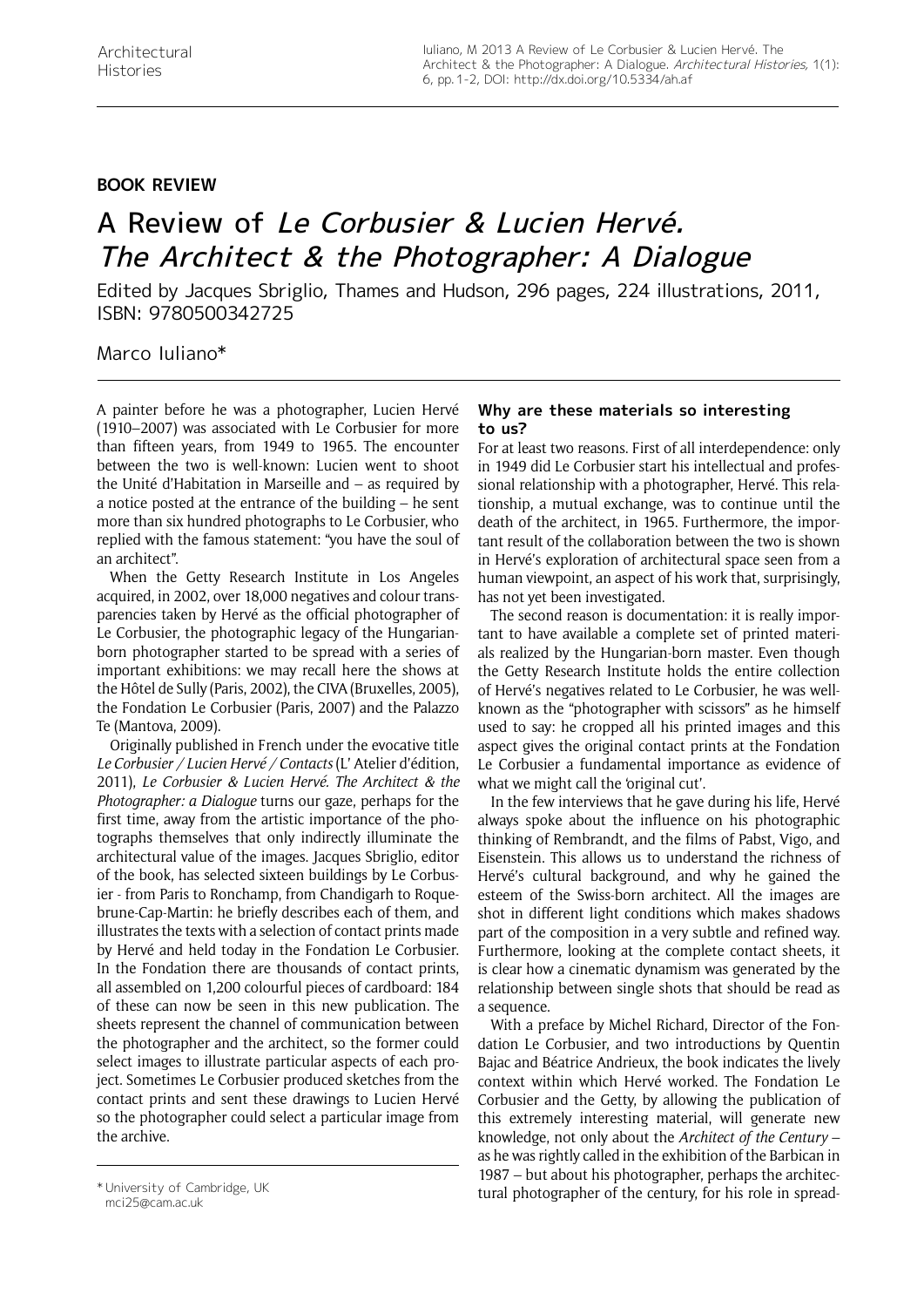BOOK REVIEW

# A Review of *Le Corbusier & Lucien Hervé. The Architect & the Photographer: A Dialogue*

Edited by Jacques Sbriglio, Thames and Hudson, 296 pages, 224 illustrations, 2011, ISBN: 9780500342725

Marco Iuliano*

A painter before he was a photographer, Lucien Hervé (1910–2007) was associated with Le Corbusier for more than fifteen years, from 1949 to 1965. The encounter between the two is well-known: Lucien went to shoot the Unité d'Habitation in Marseille and – as required by a notice posted at the entrance of the building – he sent more than six hundred photographs to Le Corbusier, who replied with the famous statement: "you have the soul of an architect".

When the Getty Research Institute in Los Angeles acquired, in 2002, over 18,000 negatives and colour transparencies taken by Hervé as the official photographer of Le Corbusier, the photographic legacy of the Hungarian-born photographer started to be spread with a series of important exhibitions: we may recall here the shows at the Hôtel de Sully (Paris, 2002), the CIVA (Bruxelles, 2005), the Fondation Le Corbusier (Paris, 2007) and the Palazzo Te (Mantova, 2009).

Originally published in French under the evocative title *Le Corbusier / Lucien Hervé / Contacts* (L' Atelier d'édition, 2011), *Le Corbusier & Lucien Hervé. The Architect & the Photographer: a Dialogue* turns our gaze, perhaps for the first time, away from the artistic importance of the photographs themselves that only indirectly illuminate the architectural value of the images. Jacques Sbriglio, editor of the book, has selected sixteen buildings by Le Corbusier - from Paris to Ronchamp, from Chandigarh to Roquebrune-Cap-Martin: he briefly describes each of them, and illustrates the texts with a selection of contact prints made by Hervé and held today in the Fondation Le Corbusier. In the Fondation there are thousands of contact prints, all assembled on 1,200 colourful pieces of cardboard: 184 of these can now be seen in this new publication. The sheets represent the channel of communication between the photographer and the architect, so the former could select images to illustrate particular aspects of each project. Sometimes Le Corbusier produced sketches from the contact prints and sent these drawings to Lucien Hervé so the photographer could select a particular image from the archive.

### Why are these materials so interesting to us?

For at least two reasons. First of all interdependence: only in 1949 did Le Corbusier start his intellectual and professional relationship with a photographer, Hervé. This relationship, a mutual exchange, was to continue until the death of the architect, in 1965. Furthermore, the important result of the collaboration between the two is shown in Hervé's exploration of architectural space seen from a human viewpoint, an aspect of his work that, surprisingly, has not yet been investigated.

The second reason is documentation: it is really important to have available a complete set of printed materials realized by the Hungarian-born master. Even though the Getty Research Institute holds the entire collection of Hervé's negatives related to Le Corbusier, he was well-known as the "photographer with scissors" as he himself used to say: he cropped all his printed images and this aspect gives the original contact prints at the Fondation Le Corbusier a fundamental importance as evidence of what we might call the 'original cut'.

In the few interviews that he gave during his life, Hervé always spoke about the influence on his photographic thinking of Rembrandt, and the films of Pabst, Vigo, and Eisenstein. This allows us to understand the richness of Hervé's cultural background, and why he gained the esteem of the Swiss-born architect. All the images are shot in different light conditions which makes shadows part of the composition in a very subtle and refined way. Furthermore, looking at the complete contact sheets, it is clear how a cinematic dynamism was generated by the relationship between single shots that should be read as a sequence.

With a preface by Michel Richard, Director of the Fondation Le Corbusier, and two introductions by Quentin Bajac and Béatrice Andrieux, the book indicates the lively context within which Hervé worked. The Fondation Le Corbusier and the Getty, by allowing the publication of this extremely interesting material, will generate new knowledge, not only about the *Architect of the Century* – as he was rightly called in the exhibition of the Barbican in 1987 – but about his photographer, perhaps the architectural photographer of the century, for his role in spread-

\* University of Cambridge, UK
mci25@cam.ac.uk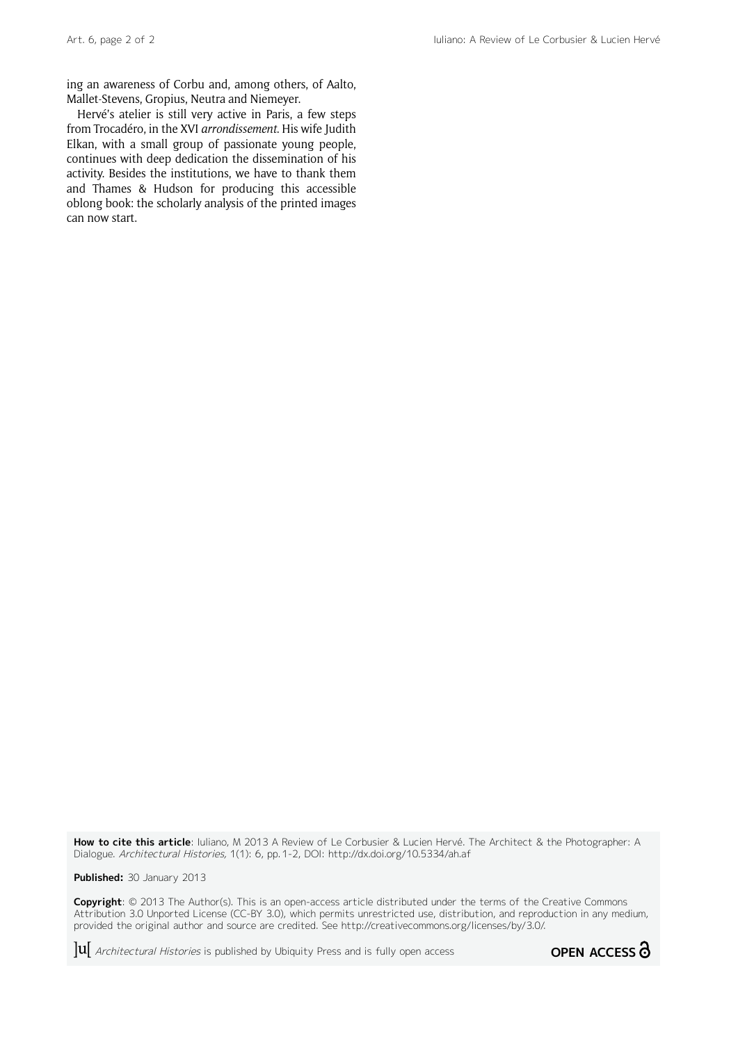ing an awareness of Corbu and, among others, of Aalto, Mallet-Stevens, Gropius, Neutra and Niemeyer.

Hervé's atelier is still very active in Paris, a few steps from Trocadéro, in the XVI *arrondissement*. His wife Judith Elkan, with a small group of passionate young people, continues with deep dedication the dissemination of his activity. Besides the institutions, we have to thank them and Thames & Hudson for producing this accessible oblong book: the scholarly analysis of the printed images can now start.

**How to cite this article**: Iuliano, M 2013 A Review of Le Corbusier & Lucien Hervé. The Architect & the Photographer: A Dialogue. *Architectural Histories*, 1(1): 6, pp. 1-2, DOI: http://dx.doi.org/10.5334/ah.af

**Published:** 30 January 2013

**Copyright**: © 2013 The Author(s). This is an open-access article distributed under the terms of the Creative Commons Attribution 3.0 Unported License (CC-BY 3.0), which permits unrestricted use, distribution, and reproduction in any medium, provided the original author and source are credited. See http://creativecommons.org/licenses/by/3.0/.

]u[ *Architectural Histories* is published by Ubiquity Press and is fully open access

**OPEN ACCESS**